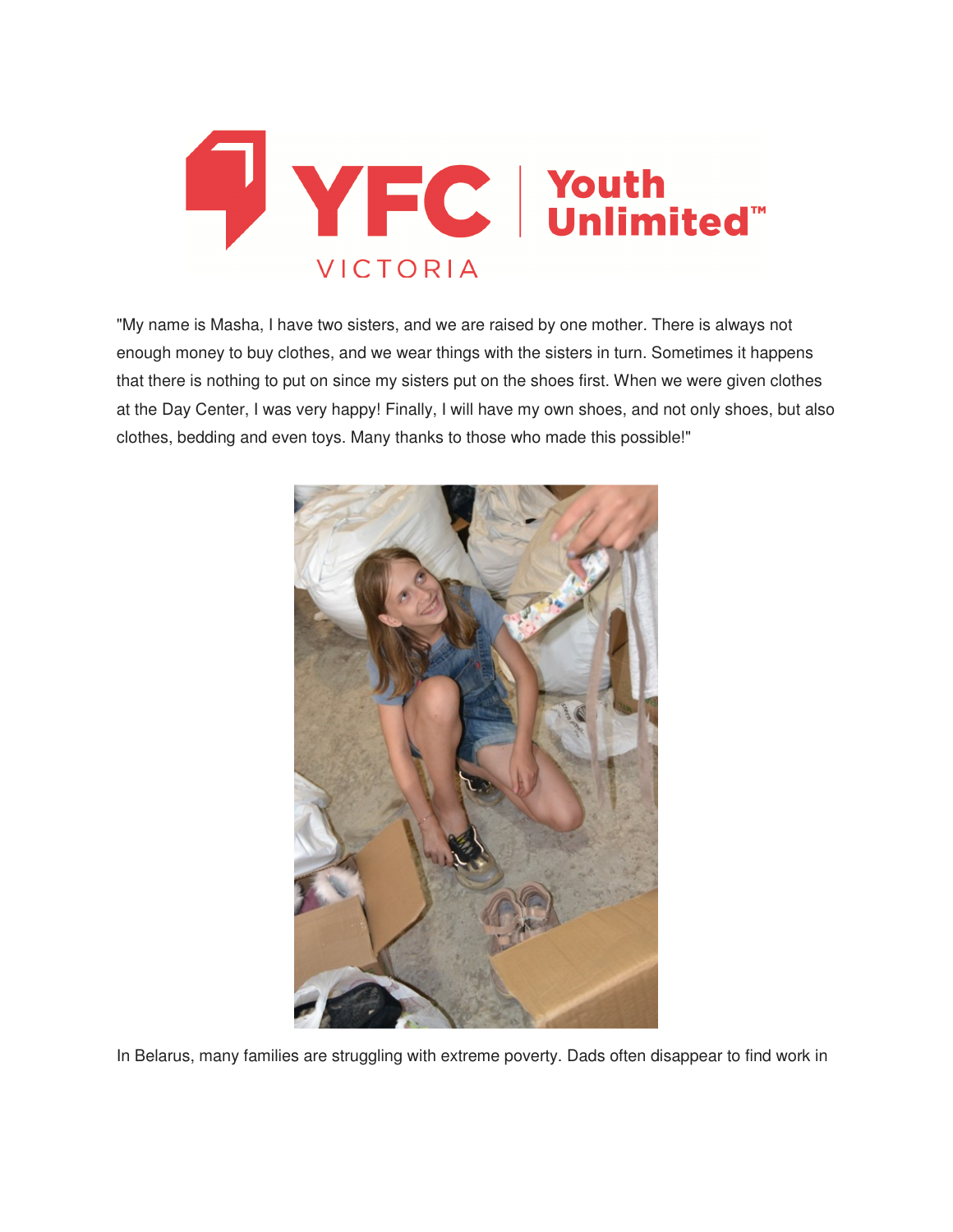"My name is Masha, I have two sisters, and we are raised by one mother. There is always not enough money to buy clothes, and we wear things with the sisters in turn. Sometimes it happens that there is nothing to put on since my sisters put on the shoes first. When we were given clothes at the Day Center, I was very happy! Finally, I will have my own shoes, and not only shoes, but also clothes, bedding and even toys. Many thanks to those who made this possible!"

In Belarus, many families are struggling with extreme poverty. Dads often disappear to find work in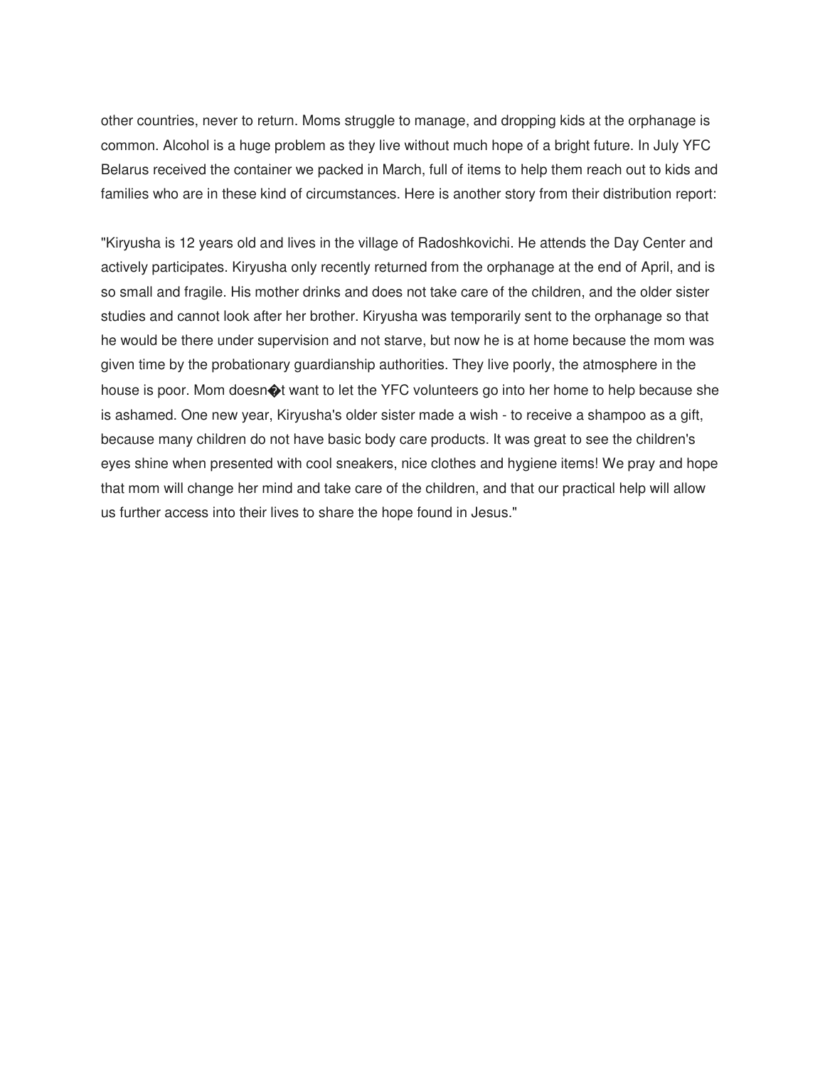other countries, never to return. Moms struggle to manage, and dropping kids at the orphanage is common. Alcohol is a huge problem as they live without much hope of a bright future. In July YFC Belarus received the container we packed in March, full of items to help them reach out to kids and families who are in these kind of circumstances. Here is another story from their distribution report:

"Kiryusha is 12 years old and lives in the village of Radoshkovichi. He attends the Day Center and actively participates. Kiryusha only recently returned from the orphanage at the end of April, and is so small and fragile. His mother drinks and does not take care of the children, and the older sister studies and cannot look after her brother. Kiryusha was temporarily sent to the orphanage so that he would be there under supervision and not starve, but now he is at home because the mom was given time by the probationary guardianship authorities. They live poorly, the atmosphere in the house is poor. Mom doesn�t want to let the YFC volunteers go into her home to help because she is ashamed. One new year, Kiryusha's older sister made a wish - to receive a shampoo as a gift, because many children do not have basic body care products. It was great to see the children's eyes shine when presented with cool sneakers, nice clothes and hygiene items! We pray and hope that mom will change her mind and take care of the children, and that our practical help will allow us further access into their lives to share the hope found in Jesus."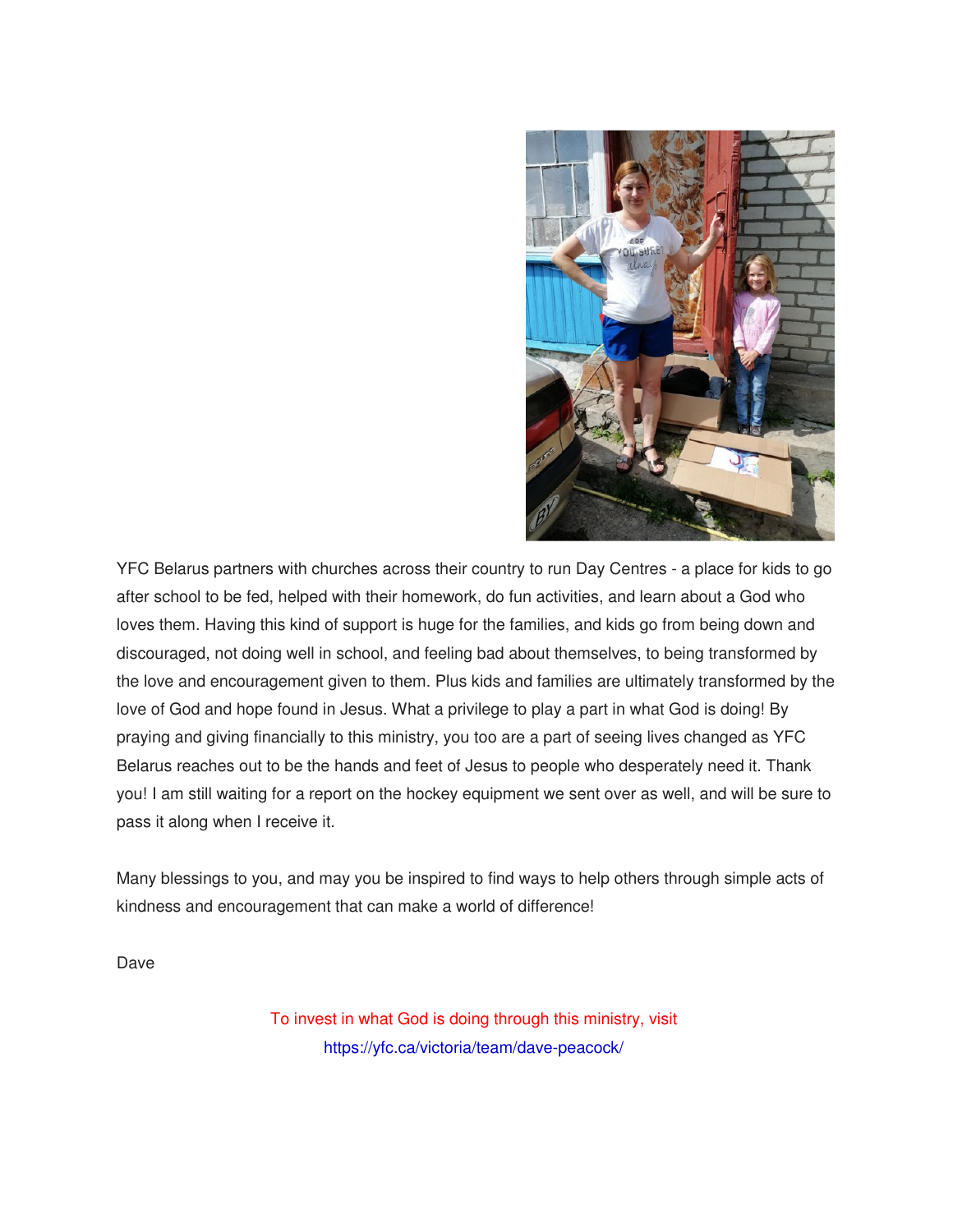YFC Belarus partners with churches across their country to run Day Centres - a place for kids to go after school to be fed, helped with their homework, do fun activities, and learn about a God who loves them. Having this kind of support is huge for the families, and kids go from being down and discouraged, not doing well in school, and feeling bad about themselves, to being transformed by the love and encouragement given to them. Plus kids and families are ultimately transformed by the love of God and hope found in Jesus. What a privilege to play a part in what God is doing! By praying and giving financially to this ministry, you too are a part of seeing lives changed as YFC Belarus reaches out to be the hands and feet of Jesus to people who desperately need it. Thank you! I am still waiting for a report on the hockey equipment we sent over as well, and will be sure to pass it along when I receive it.

Many blessings to you, and may you be inspired to find ways to help others through simple acts of kindness and encouragement that can make a world of difference!

Dave

To invest in what God is doing through this ministry, visit
https://yfc.ca/victoria/team/dave-peacock/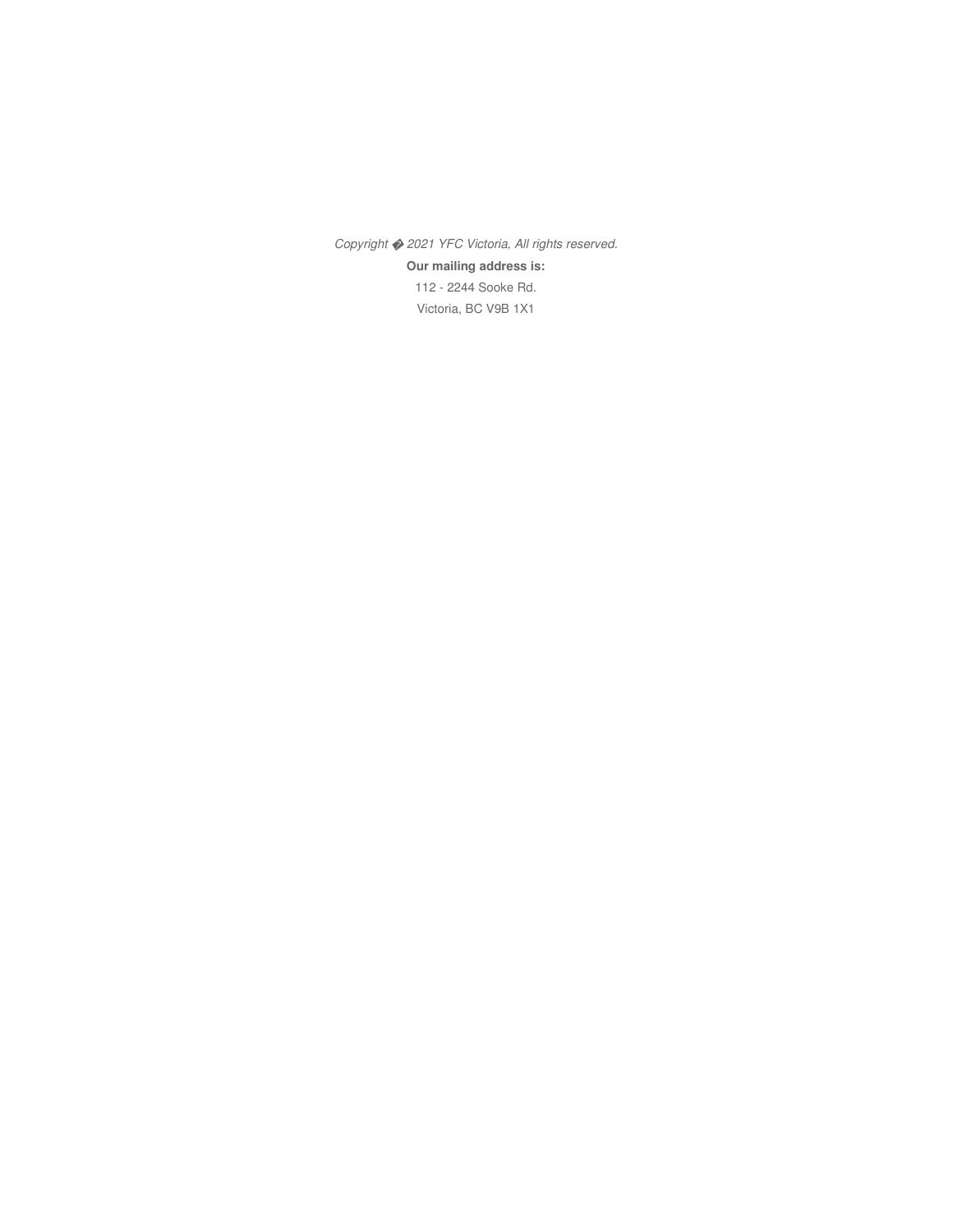*Copyright � 2021 YFC Victoria, All rights reserved.*

**Our mailing address is:**

112 - 2244 Sooke Rd.

Victoria, BC V9B 1X1